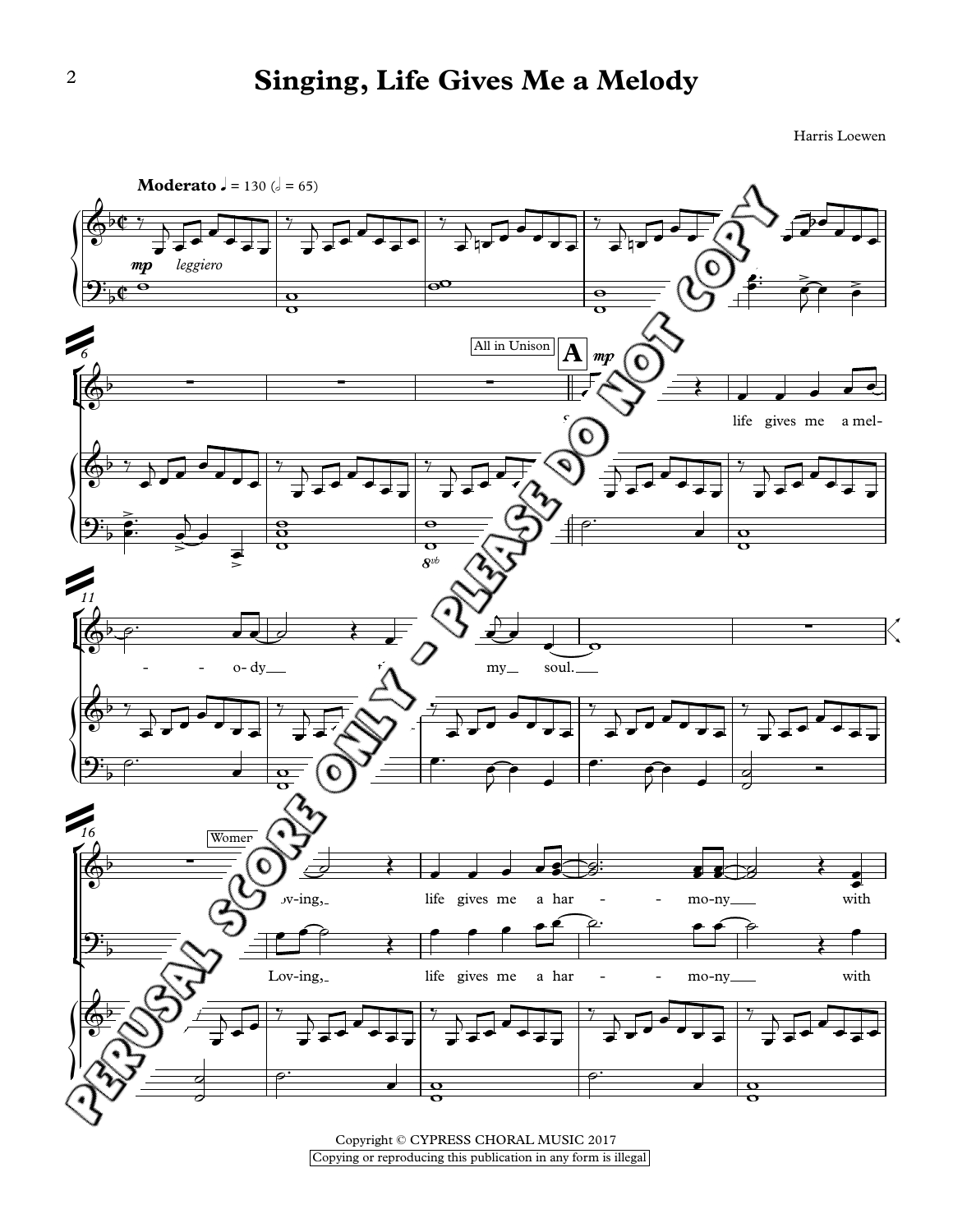# Singing, Life Gives Me a Melody

Harris Loewen

Copyright © CYPRESS CHORAL MUSIC 2017

Copying or reproducing this publication in any form is illegal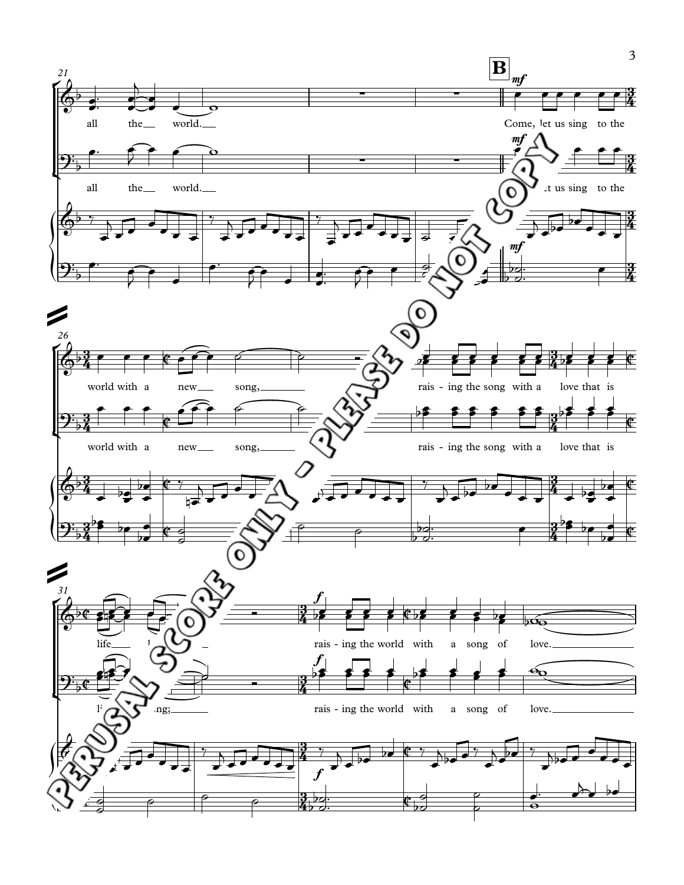**B**

all the world.

Come, let us sing to the world with a new song, raising the song with a love that is life, raising the world with a song of love.

all the world.

let us sing to the world with a new song, raising the song with a love that is life, song; raising the world with a song of love.

PERUSAL SCORE ONLY - PLEASE DO NOT COPY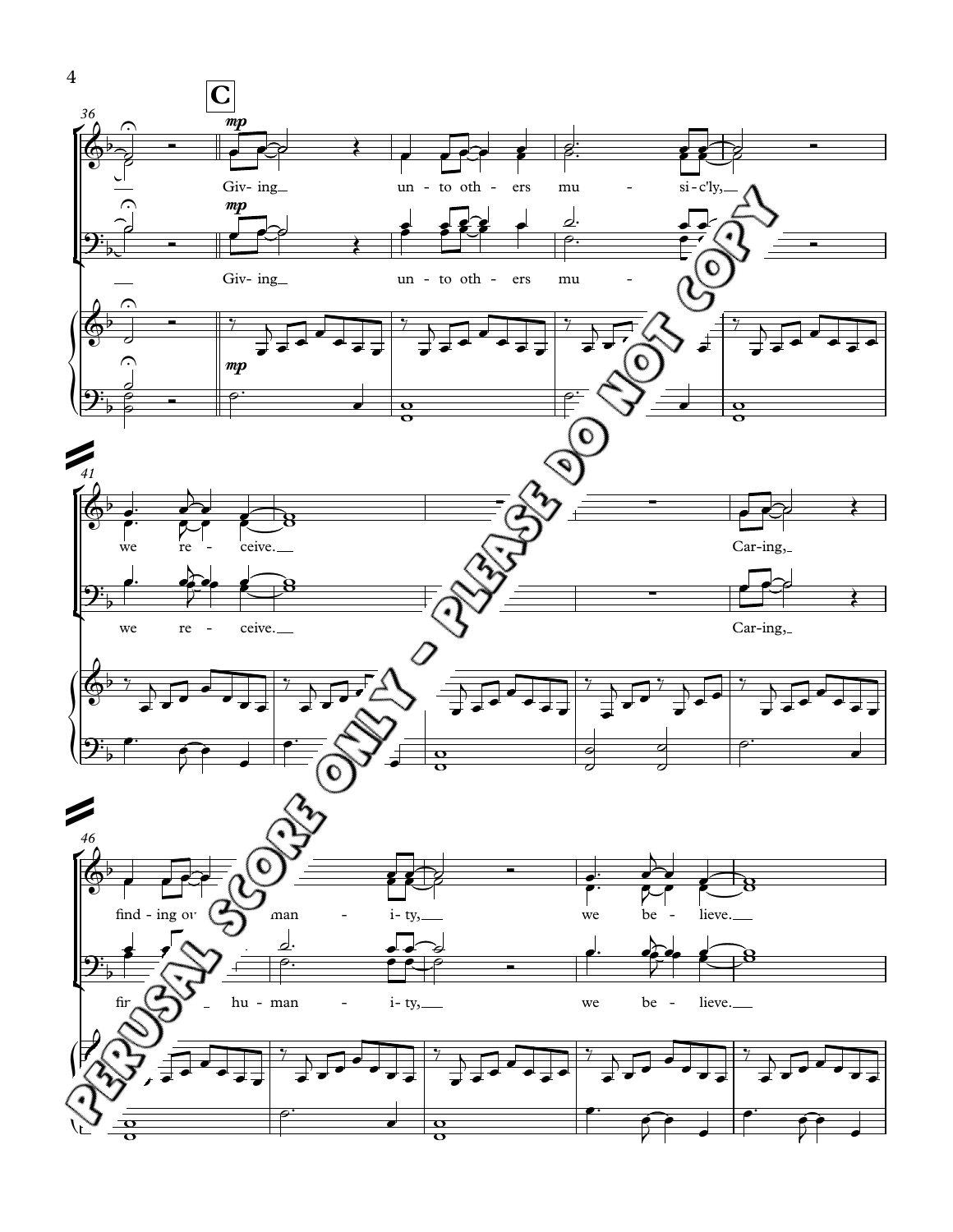**C**

*mp*

Giv- ing unto oth- ers mu - si-c'ly,

Giv- ing unto oth- ers mu -

we re - ceive.

Car-ing,

finding ov ... man - i-ty, we be - lieve.

fir ... hu-man - i-ty, we be - lieve.

PERUSAL SCORE ONLY - PLEASE DO NOT COPY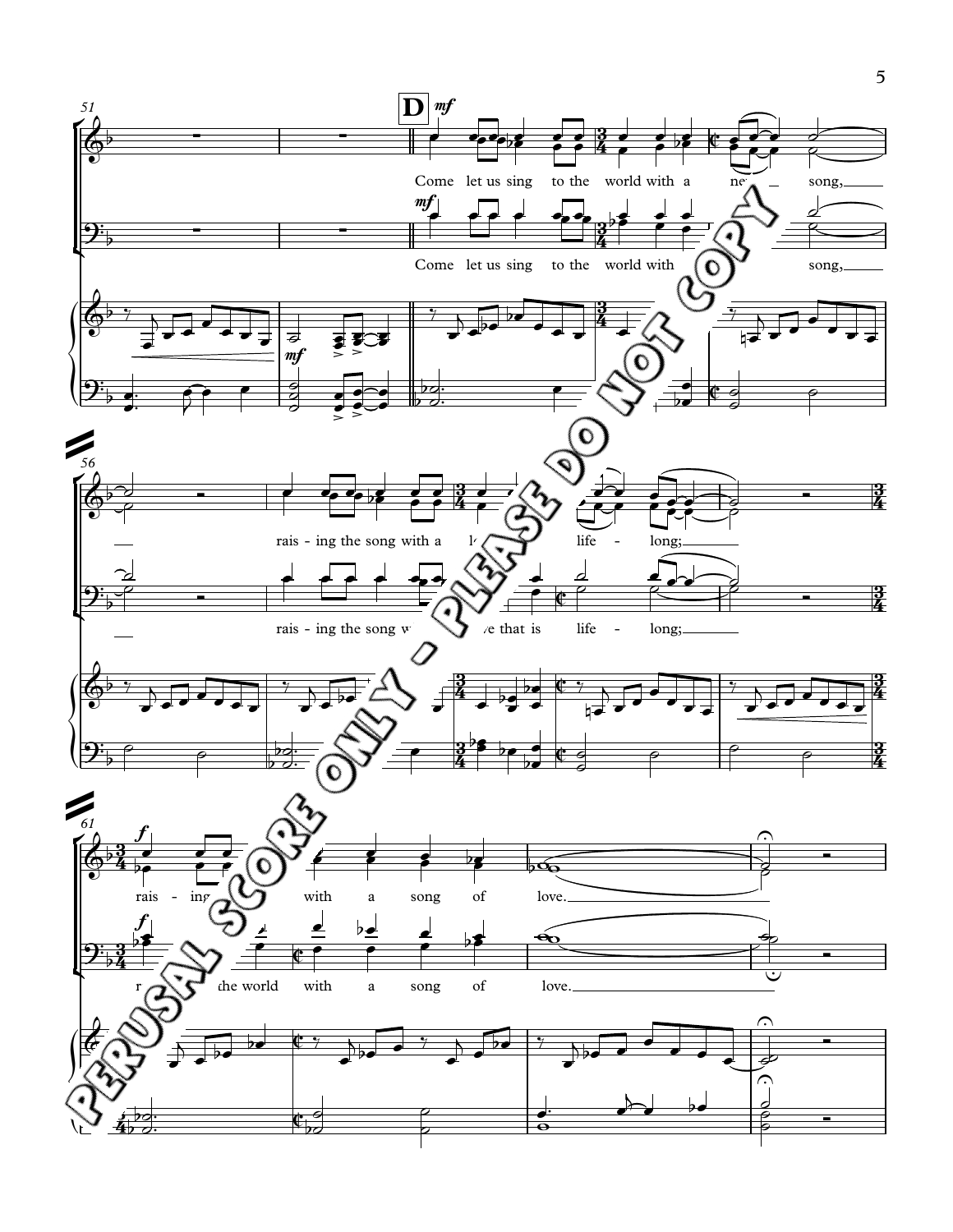**D**

Come let us sing to the world with a new song,

raising the song with a love that is life - long;

raising the world with a song of love.

PERUSAL SCORE ONLY - PLEASE DO NOT COPY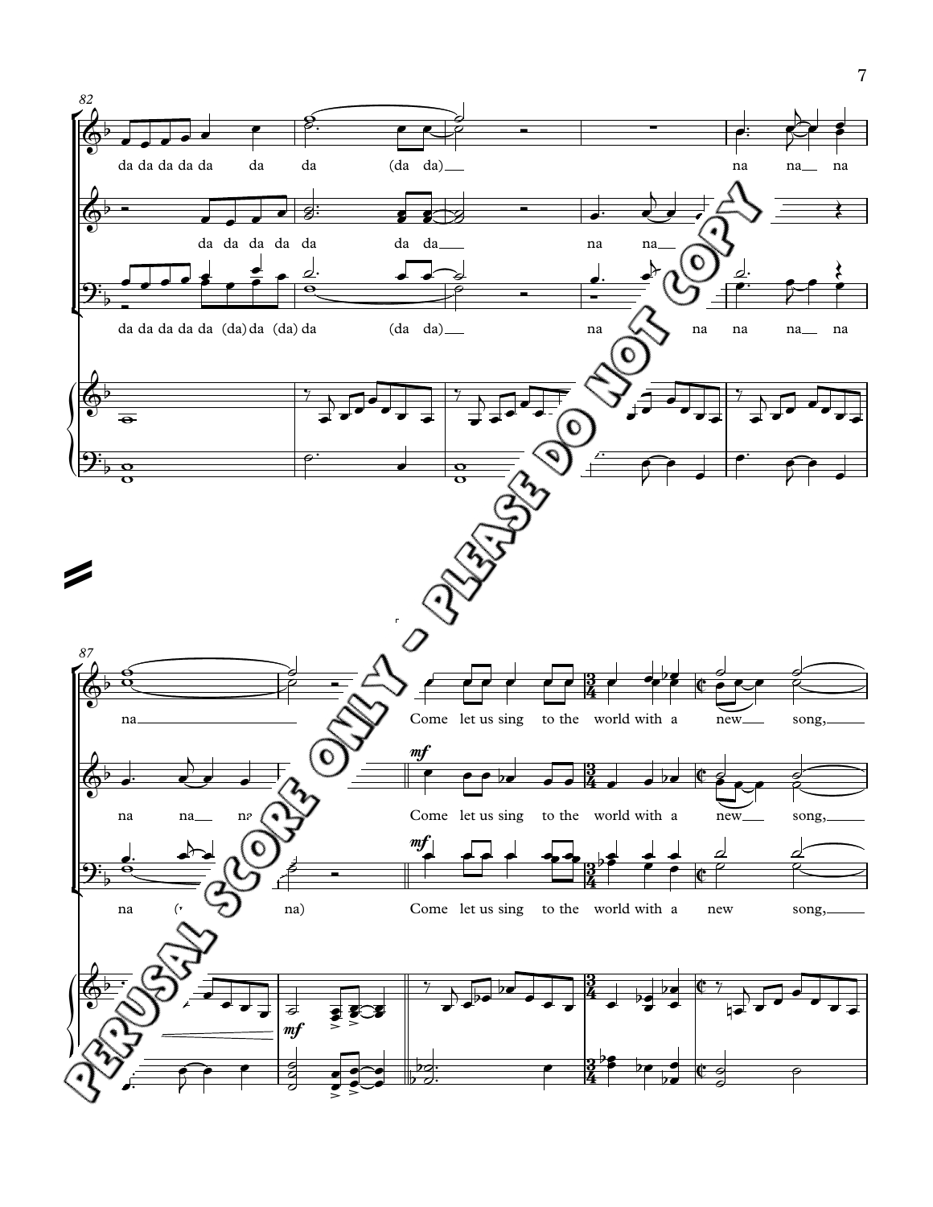82

da da da da da da da (da da)___ na na___ na

da da da da da da da___ na na___

da da da da da (da) da (da) da (da da)___ na na na na___ na

87

na___ Come let us sing to the world with a new___ song,___

*mf*

na na___ na Come let us sing to the world with a new___ song,___

*mf*

na na) Come let us sing to the world with a new song,___

*mf*

PERUSAL SCORE ONLY - PLEASE DO NOT COPY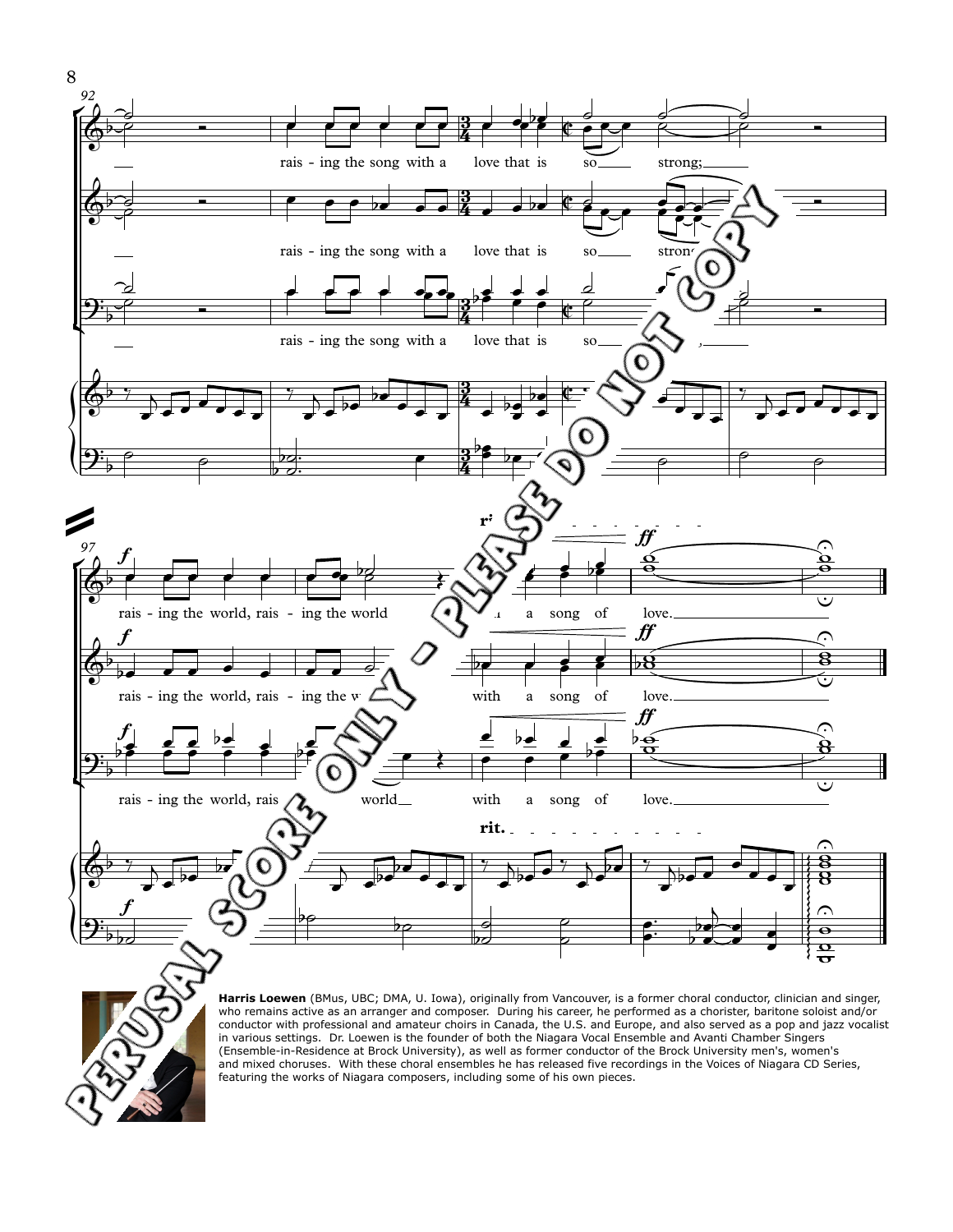**Harris Loewen** (BMus, UBC; DMA, U. Iowa), originally from Vancouver, is a former choral conductor, clinician and singer, who remains active as an arranger and composer. During his career, he performed as a chorister, baritone soloist and/or conductor with professional and amateur choirs in Canada, the U.S. and Europe, and also served as a pop and jazz vocalist in various settings. Dr. Loewen is the founder of both the Niagara Vocal Ensemble and Avanti Chamber Singers (Ensemble-in-Residence at Brock University), as well as former conductor of the Brock University men's, women's and mixed choruses. With these choral ensembles he has released five recordings in the Voices of Niagara CD Series, featuring the works of Niagara composers, including some of his own pieces.